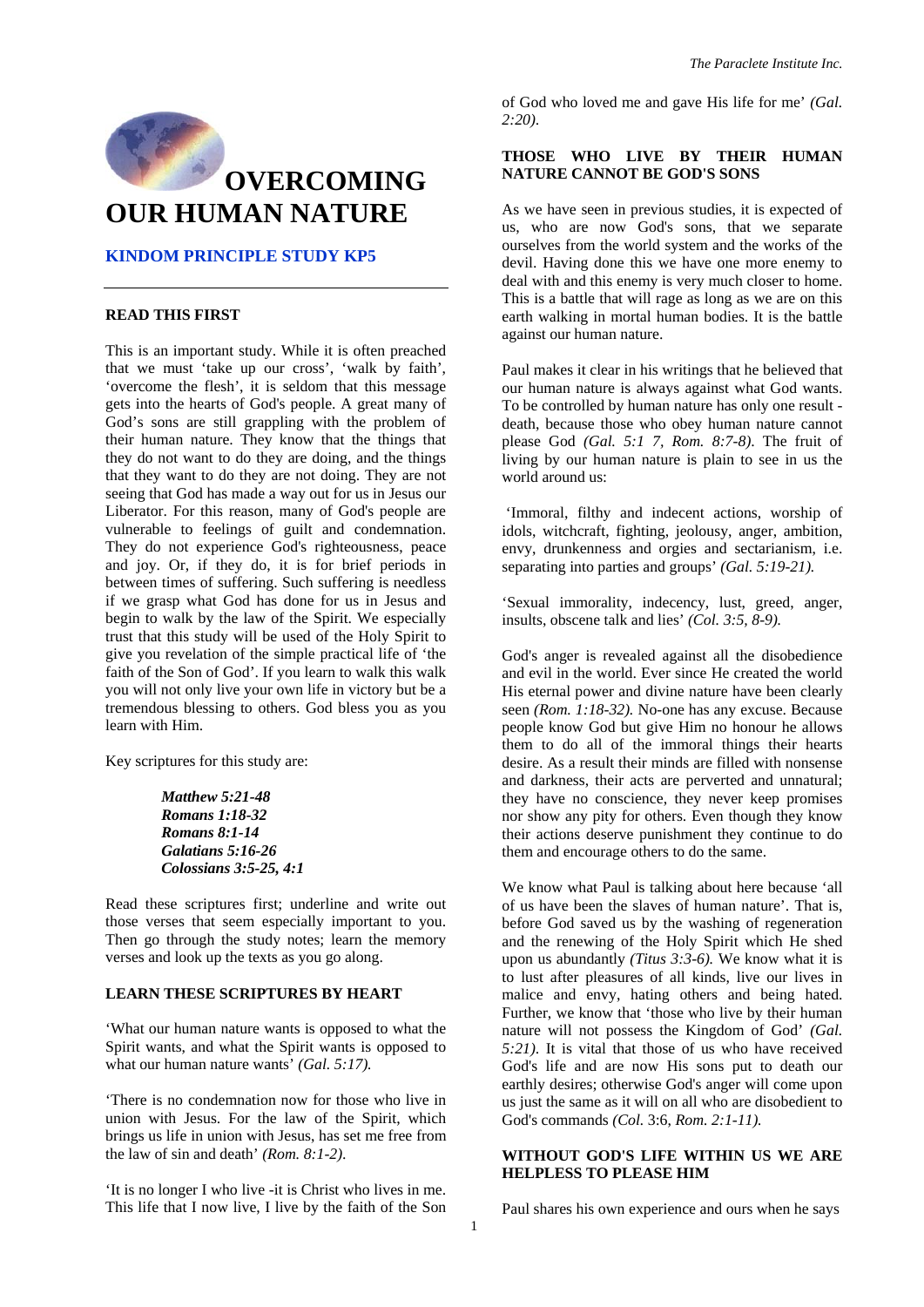# OVERCOMING OUR HUMAN NATURE

## KINDOM PRINCIPLE STUDY KP5

### READ THIS FIRST

This is an important study. While it is often preached that we must 'take up our cross', 'walk by faith', 'overcome the flesh', it is seldom that this message gets into the hearts of God's people. A great many of God's sons are still grappling with the problem of their human nature. They know that the things that they do not want to do they are doing, and the things that they want to do they are not doing. They are not seeing that God has made a way out for us in Jesus our Liberator. For this reason, many of God's people are vulnerable to feelings of guilt and condemnation. They do not experience God's righteousness, peace and joy. Or, if they do, it is for brief periods in between times of suffering. Such suffering is needless if we grasp what God has done for us in Jesus and begin to walk by the law of the Spirit. We especially trust that this study will be used of the Holy Spirit to give you revelation of the simple practical life of 'the faith of the Son of God'. If you learn to walk this walk you will not only live your own life in victory but be a tremendous blessing to others. God bless you as you learn with Him.

Key scriptures for this study are:

> ***Matthew 5:21-48***
> ***Romans 1:18-32***
> ***Romans 8:1-14***
> ***Galatians 5:16-26***
> ***Colossians 3:5-25, 4:1***

Read these scriptures first; underline and write out those verses that seem especially important to you. Then go through the study notes; learn the memory verses and look up the texts as you go along.

### LEARN THESE SCRIPTURES BY HEART

'What our human nature wants is opposed to what the Spirit wants, and what the Spirit wants is opposed to what our human nature wants' *(Gal. 5:17).*

'There is no condemnation now for those who live in union with Jesus. For the law of the Spirit, which brings us life in union with Jesus, has set me free from the law of sin and death' *(Rom. 8:1-2).*

'It is no longer I who live -it is Christ who lives in me. This life that I now live, I live by the faith of the Son of God who loved me and gave His life for me' *(Gal. 2:20).*

### THOSE WHO LIVE BY THEIR HUMAN NATURE CANNOT BE GOD'S SONS

As we have seen in previous studies, it is expected of us, who are now God's sons, that we separate ourselves from the world system and the works of the devil. Having done this we have one more enemy to deal with and this enemy is very much closer to home. This is a battle that will rage as long as we are on this earth walking in mortal human bodies. It is the battle against our human nature.

Paul makes it clear in his writings that he believed that our human nature is always against what God wants. To be controlled by human nature has only one result - death, because those who obey human nature cannot please God *(Gal. 5:1 7, Rom. 8:7-8).* The fruit of living by our human nature is plain to see in us the world around us:

'Immoral, filthy and indecent actions, worship of idols, witchcraft, fighting, jeolousy, anger, ambition, envy, drunkenness and orgies and sectarianism, i.e. separating into parties and groups' *(Gal. 5:19-21).*

'Sexual immorality, indecency, lust, greed, anger, insults, obscene talk and lies' *(Col. 3:5, 8-9).*

God's anger is revealed against all the disobedience and evil in the world. Ever since He created the world His eternal power and divine nature have been clearly seen *(Rom. 1:18-32).* No-one has any excuse. Because people know God but give Him no honour he allows them to do all of the immoral things their hearts desire. As a result their minds are filled with nonsense and darkness, their acts are perverted and unnatural; they have no conscience, they never keep promises nor show any pity for others. Even though they know their actions deserve punishment they continue to do them and encourage others to do the same.

We know what Paul is talking about here because 'all of us have been the slaves of human nature'. That is, before God saved us by the washing of regeneration and the renewing of the Holy Spirit which He shed upon us abundantly *(Titus 3:3-6).* We know what it is to lust after pleasures of all kinds, live our lives in malice and envy, hating others and being hated. Further, we know that 'those who live by their human nature will not possess the Kingdom of God' *(Gal. 5:21).* It is vital that those of us who have received God's life and are now His sons put to death our earthly desires; otherwise God's anger will come upon us just the same as it will on all who are disobedient to God's commands *(Col.* 3:6, *Rom. 2:1-11).*

### WITHOUT GOD'S LIFE WITHIN US WE ARE HELPLESS TO PLEASE HIM

Paul shares his own experience and ours when he says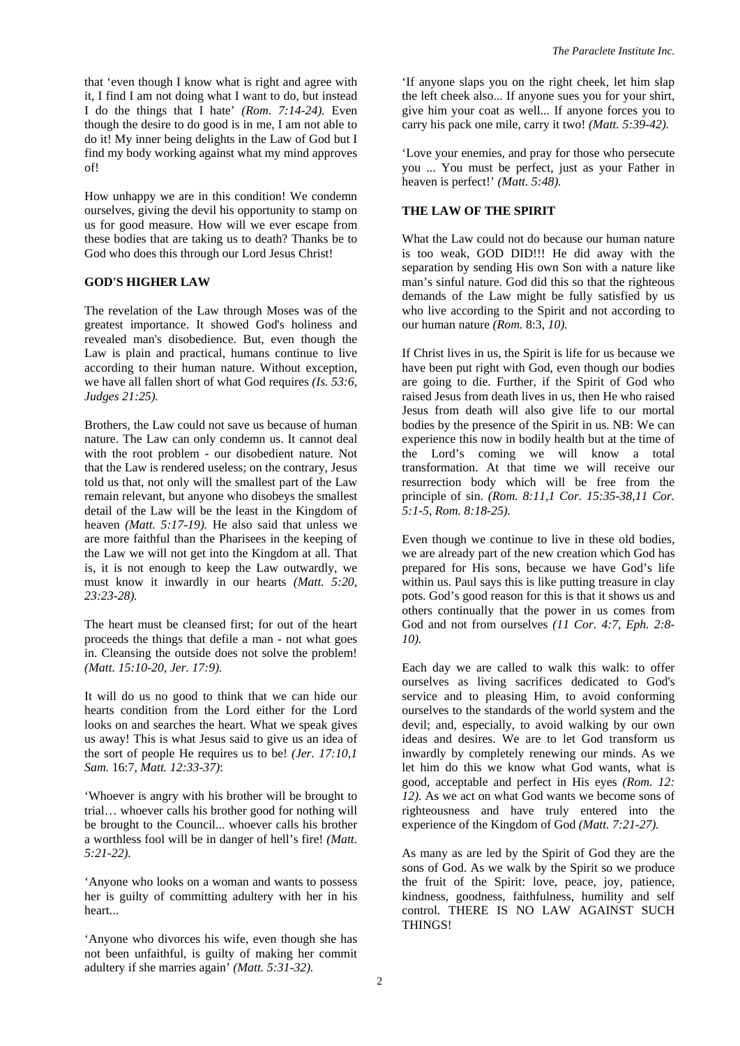that 'even though I know what is right and agree with it, I find I am not doing what I want to do, but instead I do the things that I hate' *(Rom. 7:14-24).* Even though the desire to do good is in me, I am not able to do it! My inner being delights in the Law of God but I find my body working against what my mind approves of!

How unhappy we are in this condition! We condemn ourselves, giving the devil his opportunity to stamp on us for good measure. How will we ever escape from these bodies that are taking us to death? Thanks be to God who does this through our Lord Jesus Christ!

**GOD'S HIGHER LAW**

The revelation of the Law through Moses was of the greatest importance. It showed God's holiness and revealed man's disobedience. But, even though the Law is plain and practical, humans continue to live according to their human nature. Without exception, we have all fallen short of what God requires *(Is. 53:6, Judges 21:25).*

Brothers, the Law could not save us because of human nature. The Law can only condemn us. It cannot deal with the root problem - our disobedient nature. Not that the Law is rendered useless; on the contrary, Jesus told us that, not only will the smallest part of the Law remain relevant, but anyone who disobeys the smallest detail of the Law will be the least in the Kingdom of heaven *(Matt. 5:17-19).* He also said that unless we are more faithful than the Pharisees in the keeping of the Law we will not get into the Kingdom at all. That is, it is not enough to keep the Law outwardly, we must know it inwardly in our hearts *(Matt. 5:20, 23:23-28).*

The heart must be cleansed first; for out of the heart proceeds the things that defile a man - not what goes in. Cleansing the outside does not solve the problem! *(Matt. 15:10-20, Jer. 17:9).*

It will do us no good to think that we can hide our hearts condition from the Lord either for the Lord looks on and searches the heart. What we speak gives us away! This is what Jesus said to give us an idea of the sort of people He requires us to be! *(Jer. 17:10,1 Sam.* 16:7, *Matt. 12:33-37)*:

'Whoever is angry with his brother will be brought to trial… whoever calls his brother good for nothing will be brought to the Council... whoever calls his brother a worthless fool will be in danger of hell's fire! *(Matt. 5:21-22).*

'Anyone who looks on a woman and wants to possess her is guilty of committing adultery with her in his heart...

'Anyone who divorces his wife, even though she has not been unfaithful, is guilty of making her commit adultery if she marries again' *(Matt. 5:31-32).*

'If anyone slaps you on the right cheek, let him slap the left cheek also... If anyone sues you for your shirt, give him your coat as well... If anyone forces you to carry his pack one mile, carry it two! *(Matt. 5:39-42).*

'Love your enemies, and pray for those who persecute you ... You must be perfect, just as your Father in heaven is perfect!' *(Matt. 5:48).*

**THE LAW OF THE SPIRIT**

What the Law could not do because our human nature is too weak, GOD DID!!! He did away with the separation by sending His own Son with a nature like man's sinful nature. God did this so that the righteous demands of the Law might be fully satisfied by us who live according to the Spirit and not according to our human nature *(Rom.* 8:3, *10).*

If Christ lives in us, the Spirit is life for us because we have been put right with God, even though our bodies are going to die. Further, if the Spirit of God who raised Jesus from death lives in us, then He who raised Jesus from death will also give life to our mortal bodies by the presence of the Spirit in us. NB: We can experience this now in bodily health but at the time of the Lord's coming we will know a total transformation. At that time we will receive our resurrection body which will be free from the principle of sin. *(Rom. 8:11,1 Cor. 15:35-38,11 Cor. 5:1-5, Rom. 8:18-25).*

Even though we continue to live in these old bodies, we are already part of the new creation which God has prepared for His sons, because we have God's life within us. Paul says this is like putting treasure in clay pots. God's good reason for this is that it shows us and others continually that the power in us comes from God and not from ourselves *(11 Cor. 4:7, Eph. 2:8-10).*

Each day we are called to walk this walk: to offer ourselves as living sacrifices dedicated to God's service and to pleasing Him, to avoid conforming ourselves to the standards of the world system and the devil; and, especially, to avoid walking by our own ideas and desires. We are to let God transform us inwardly by completely renewing our minds. As we let him do this we know what God wants, what is good, acceptable and perfect in His eyes *(Rom. 12: 12).* As we act on what God wants we become sons of righteousness and have truly entered into the experience of the Kingdom of God *(Matt. 7:21-27).*

As many as are led by the Spirit of God they are the sons of God. As we walk by the Spirit so we produce the fruit of the Spirit: love, peace, joy, patience, kindness, goodness, faithfulness, humility and self control. THERE IS NO LAW AGAINST SUCH THINGS!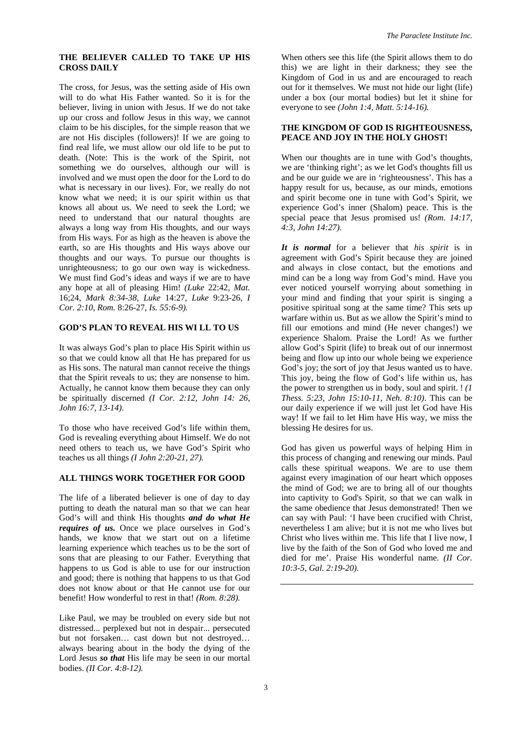## THE BELIEVER CALLED TO TAKE UP HIS CROSS DAILY

The cross, for Jesus, was the setting aside of His own will to do what His Father wanted. So it is for the believer, living in union with Jesus. If we do not take up our cross and follow Jesus in this way, we cannot claim to be his disciples, for the simple reason that we are not His disciples (followers)! If we are going to find real life, we must allow our old life to be put to death. (Note: This is the work of the Spirit, not something we do ourselves, although our will is involved and we must open the door for the Lord to do what is necessary in our lives). For, we really do not know what we need; it is our spirit within us that knows all about us. We need to seek the Lord; we need to understand that our natural thoughts are always a long way from His thoughts, and our ways from His ways. For as high as the heaven is above the earth, so are His thoughts and His ways above our thoughts and our ways. To pursue our thoughts is unrighteousness; to go our own way is wickedness. We must find God's ideas and ways if we are to have any hope at all of pleasing Him! *(Luke* 22:42, *Mat.* 16;24, *Mark 8:34-38, Luke* 14:27, *Luke* 9:23-26, *I Cor. 2:10, Rom.* 8:26-27, *Is. 55:6-9).*

## GOD'S PLAN TO REVEAL HIS WI LL TO US

It was always God's plan to place His Spirit within us so that we could know all that He has prepared for us as His sons. The natural man cannot receive the things that the Spirit reveals to us; they are nonsense to him. Actually, he cannot know them because they can only be spiritually discerned *(I Cor. 2:12, John 14: 26, John 16:7, 13-14)*.

To those who have received God's life within them, God is revealing everything about Himself. We do not need others to teach us, we have God's Spirit who teaches us all things *(I John 2:20-21, 27).*

## ALL THINGS WORK TOGETHER FOR GOOD

The life of a liberated believer is one of day to day putting to death the natural man so that we can hear God's will and think His thoughts ***and do what He requires of us.*** Once we place ourselves in God's hands, we know that we start out on a lifetime learning experience which teaches us to be the sort of sons that are pleasing to our Father. Everything that happens to us God is able to use for our instruction and good; there is nothing that happens to us that God does not know about or that He cannot use for our benefit! How wonderful to rest in that! *(Rom. 8:28).*

Like Paul, we may be troubled on every side but not distressed... perplexed but not in despair... persecuted but not forsaken… cast down but not destroyed… always bearing about in the body the dying of the Lord Jesus ***so that*** His life may be seen in our mortal bodies. *(II Cor. 4:8-12).*

When others see this life (the Spirit allows them to do this) we are light in their darkness; they see the Kingdom of God in us and are encouraged to reach out for it themselves. We must not hide our light (life) under a box (our mortal bodies) but let it shine for everyone to see *(John 1:4, Matt. 5:14-16).*

## THE KINGDOM OF GOD IS RIGHTEOUSNESS, PEACE AND JOY IN THE HOLY GHOST!

When our thoughts are in tune with God's thoughts, we are 'thinking right'; as we let God's thoughts fill us and be our guide we are in 'righteousness'. This has a happy result for us, because, as our minds, emotions and spirit become one in tune with God's Spirit, we experience God's inner (Shalom) peace. This is the special peace that Jesus promised us! *(Rom. 14:17, 4:3, John 14:27).*

***It is normal*** for a believer that *his spirit* is in agreement with God's Spirit because they are joined and always in close contact, but the emotions and mind can be a long way from God's mind. Have you ever noticed yourself worrying about something in your mind and finding that your spirit is singing a positive spiritual song at the same time? This sets up warfare within us. But as we allow the Spirit's mind to fill our emotions and mind (He never changes!) we experience Shalom. Praise the Lord! As we further allow God's Spirit (life) to break out of our innermost being and flow up into our whole being we experience God's joy; the sort of joy that Jesus wanted us to have. This joy, being the flow of God's life within us, has the power to strengthen us in body, soul and spirit. ! *(1 Thess. 5:23, John 15:10-11, Neh. 8:10)*. This can be our daily experience if we will just let God have His way! If we fail to let Him have His way, we miss the blessing He desires for us.

God has given us powerful ways of helping Him in this process of changing and renewing our minds. Paul calls these spiritual weapons. We are to use them against every imagination of our heart which opposes the mind of God; we are to bring all of our thoughts into captivity to God's Spirit, so that we can walk in the same obedience that Jesus demonstrated! Then we can say with Paul: 'I have been crucified with Christ, nevertheless I am alive; but it is not me who lives but Christ who lives within me. This life that I live now, I live by the faith of the Son of God who loved me and died for me'. Praise His wonderful name. *(II Cor. 10:3-5, Gal. 2:19-20).*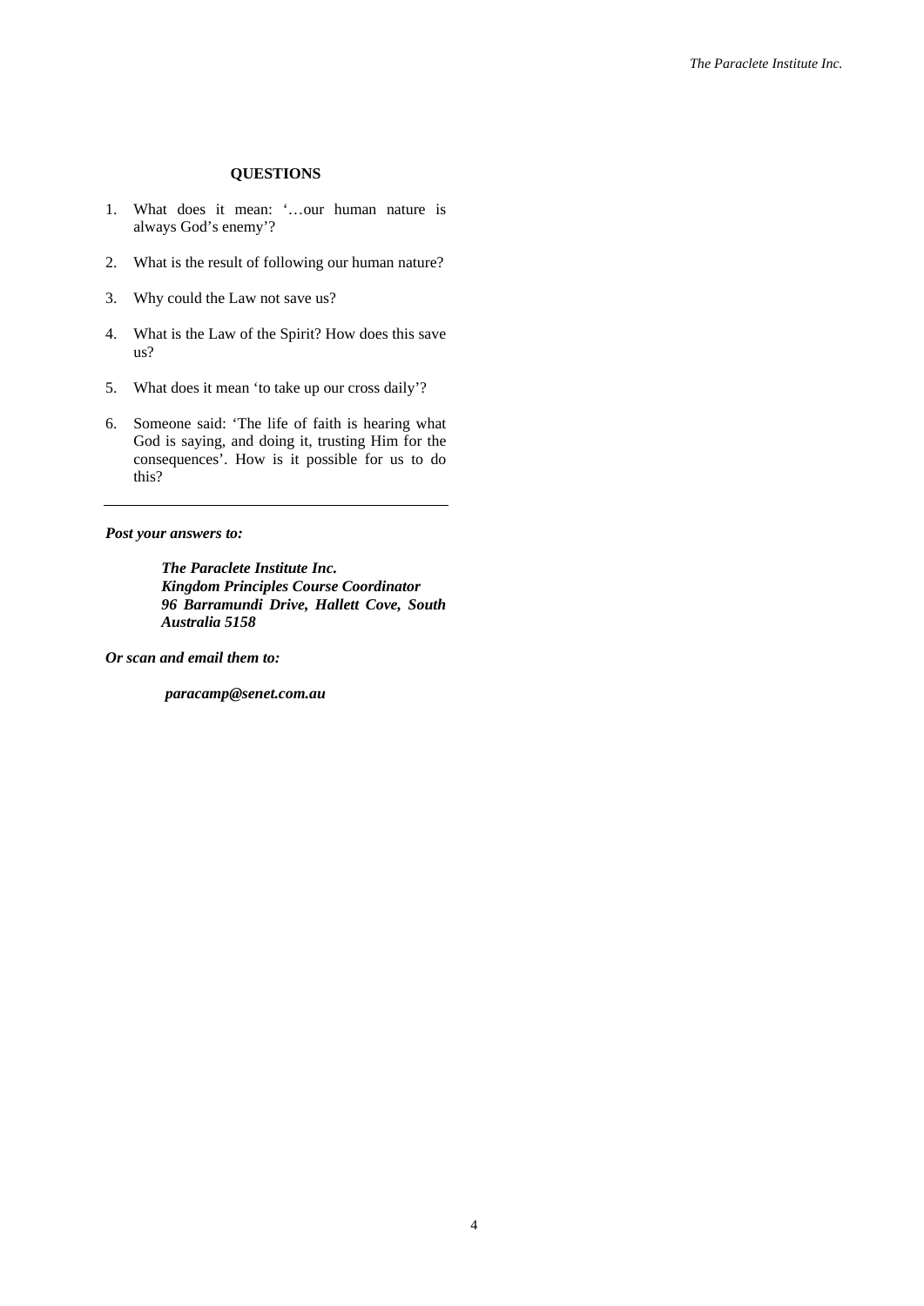**QUESTIONS**

1. What does it mean: '…our human nature is always God's enemy'?

2. What is the result of following our human nature?

3. Why could the Law not save us?

4. What is the Law of the Spirit? How does this save us?

5. What does it mean 'to take up our cross daily'?

6. Someone said: 'The life of faith is hearing what God is saying, and doing it, trusting Him for the consequences'. How is it possible for us to do this?

---

***Post your answers to:***

> ***The Paraclete Institute Inc.***
> ***Kingdom Principles Course Coordinator***
> ***96 Barramundi Drive, Hallett Cove, South Australia 5158***

***Or scan and email them to:***

> ***paracamp@senet.com.au***